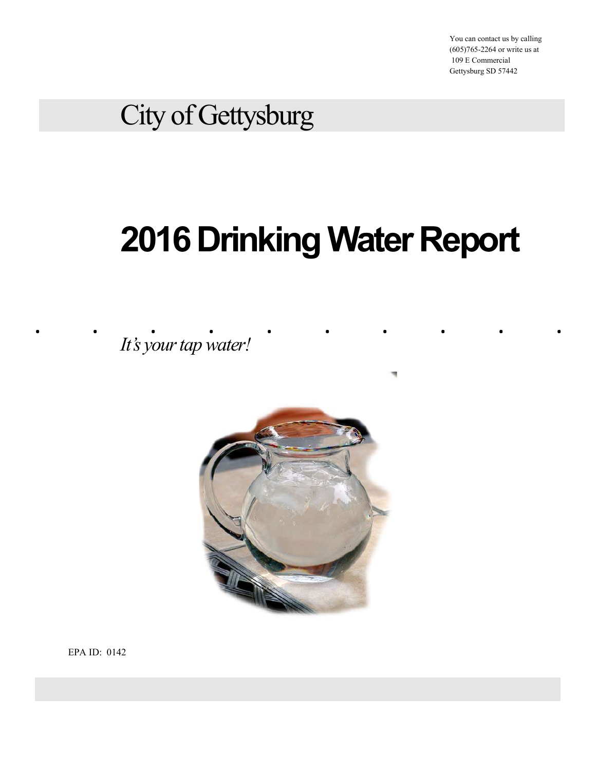You can contact us by calling (605)765-2264 or write us at 109 E Commercial Gettysburg SD 57442

# City of Gettysburg

# 2016 Drinking Water Report

*It's your tap water!*

EPA ID: 0142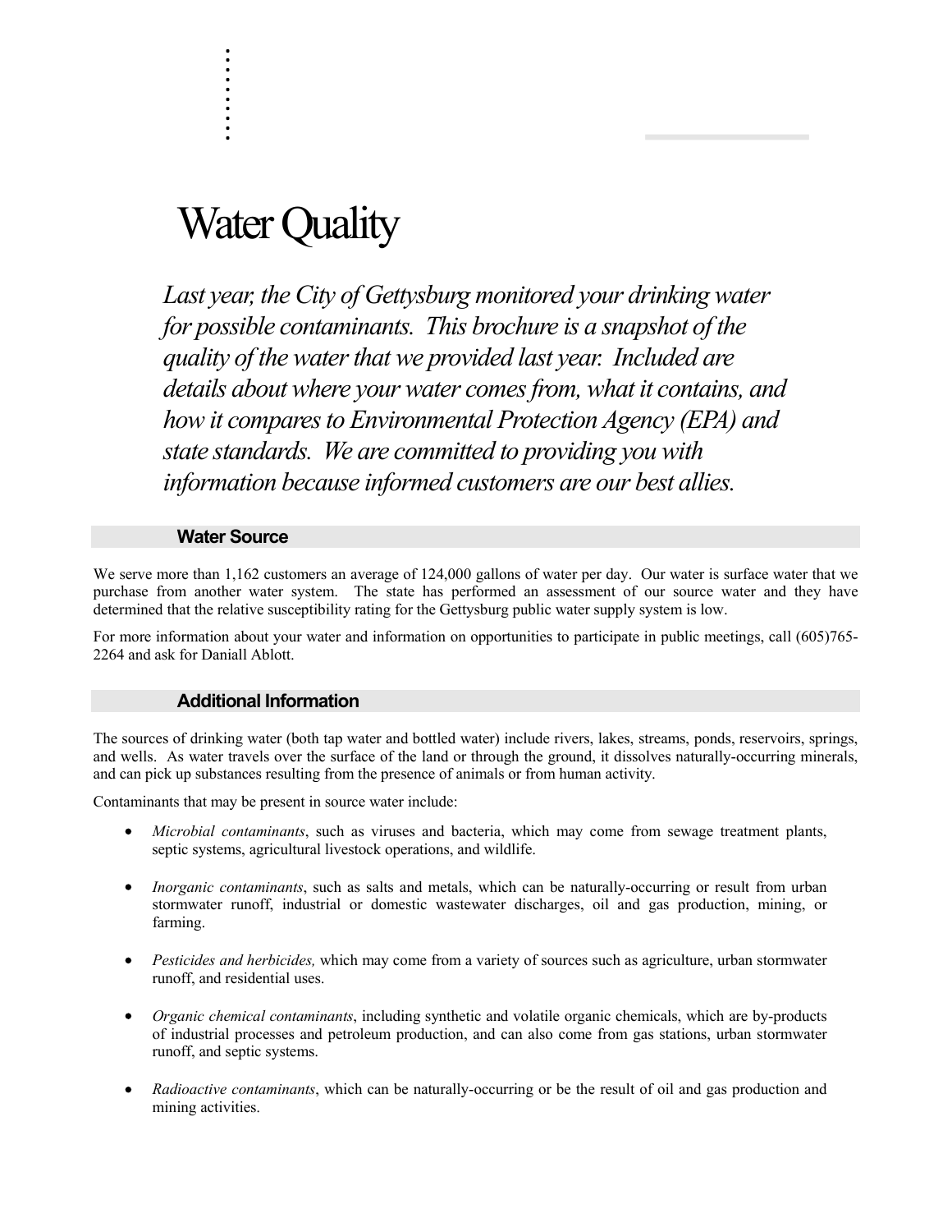# Water Quality

*Last year, the City of Gettysburg monitored your drinking water for possible contaminants. This brochure is a snapshot of the quality of the water that we provided last year. Included are details about where your water comes from, what it contains, and how it compares to Environmental Protection Agency (EPA) and state standards. We are committed to providing you with information because informed customers are our best allies.*

## Water Source

We serve more than 1,162 customers an average of 124,000 gallons of water per day. Our water is surface water that we purchase from another water system. The state has performed an assessment of our source water and they have determined that the relative susceptibility rating for the Gettysburg public water supply system is low.

For more information about your water and information on opportunities to participate in public meetings, call (605)765-2264 and ask for Daniall Ablott.

## Additional Information

The sources of drinking water (both tap water and bottled water) include rivers, lakes, streams, ponds, reservoirs, springs, and wells. As water travels over the surface of the land or through the ground, it dissolves naturally-occurring minerals, and can pick up substances resulting from the presence of animals or from human activity.

Contaminants that may be present in source water include:

- *Microbial contaminants*, such as viruses and bacteria, which may come from sewage treatment plants, septic systems, agricultural livestock operations, and wildlife.
- *Inorganic contaminants*, such as salts and metals, which can be naturally-occurring or result from urban stormwater runoff, industrial or domestic wastewater discharges, oil and gas production, mining, or farming.
- *Pesticides and herbicides,* which may come from a variety of sources such as agriculture, urban stormwater runoff, and residential uses.
- *Organic chemical contaminants*, including synthetic and volatile organic chemicals, which are by-products of industrial processes and petroleum production, and can also come from gas stations, urban stormwater runoff, and septic systems.
- *Radioactive contaminants*, which can be naturally-occurring or be the result of oil and gas production and mining activities.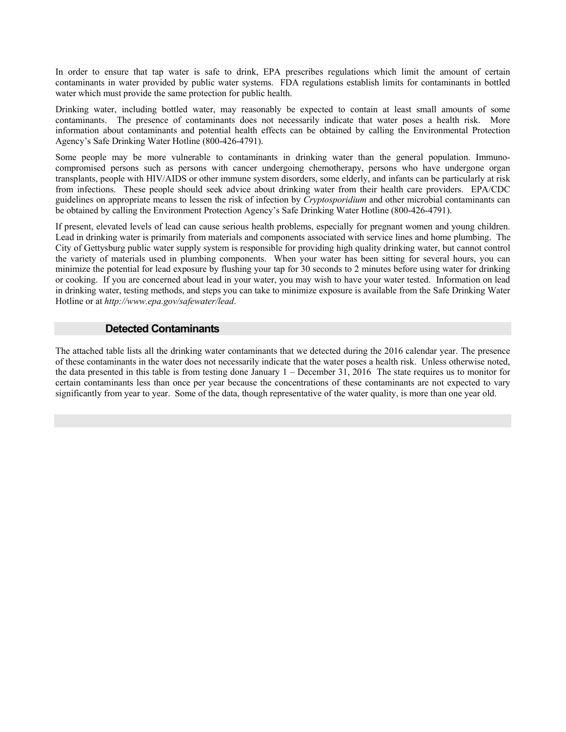In order to ensure that tap water is safe to drink, EPA prescribes regulations which limit the amount of certain contaminants in water provided by public water systems. FDA regulations establish limits for contaminants in bottled water which must provide the same protection for public health.

Drinking water, including bottled water, may reasonably be expected to contain at least small amounts of some contaminants. The presence of contaminants does not necessarily indicate that water poses a health risk. More information about contaminants and potential health effects can be obtained by calling the Environmental Protection Agency's Safe Drinking Water Hotline (800-426-4791).

Some people may be more vulnerable to contaminants in drinking water than the general population. Immuno-compromised persons such as persons with cancer undergoing chemotherapy, persons who have undergone organ transplants, people with HIV/AIDS or other immune system disorders, some elderly, and infants can be particularly at risk from infections. These people should seek advice about drinking water from their health care providers. EPA/CDC guidelines on appropriate means to lessen the risk of infection by *Cryptosporidium* and other microbial contaminants can be obtained by calling the Environment Protection Agency's Safe Drinking Water Hotline (800-426-4791).

If present, elevated levels of lead can cause serious health problems, especially for pregnant women and young children. Lead in drinking water is primarily from materials and components associated with service lines and home plumbing. The City of Gettysburg public water supply system is responsible for providing high quality drinking water, but cannot control the variety of materials used in plumbing components. When your water has been sitting for several hours, you can minimize the potential for lead exposure by flushing your tap for 30 seconds to 2 minutes before using water for drinking or cooking. If you are concerned about lead in your water, you may wish to have your water tested. Information on lead in drinking water, testing methods, and steps you can take to minimize exposure is available from the Safe Drinking Water Hotline or at *http://www.epa.gov/safewater/lead*.

## Detected Contaminants

The attached table lists all the drinking water contaminants that we detected during the 2016 calendar year. The presence of these contaminants in the water does not necessarily indicate that the water poses a health risk. Unless otherwise noted, the data presented in this table is from testing done January 1 – December 31, 2016 The state requires us to monitor for certain contaminants less than once per year because the concentrations of these contaminants are not expected to vary significantly from year to year. Some of the data, though representative of the water quality, is more than one year old.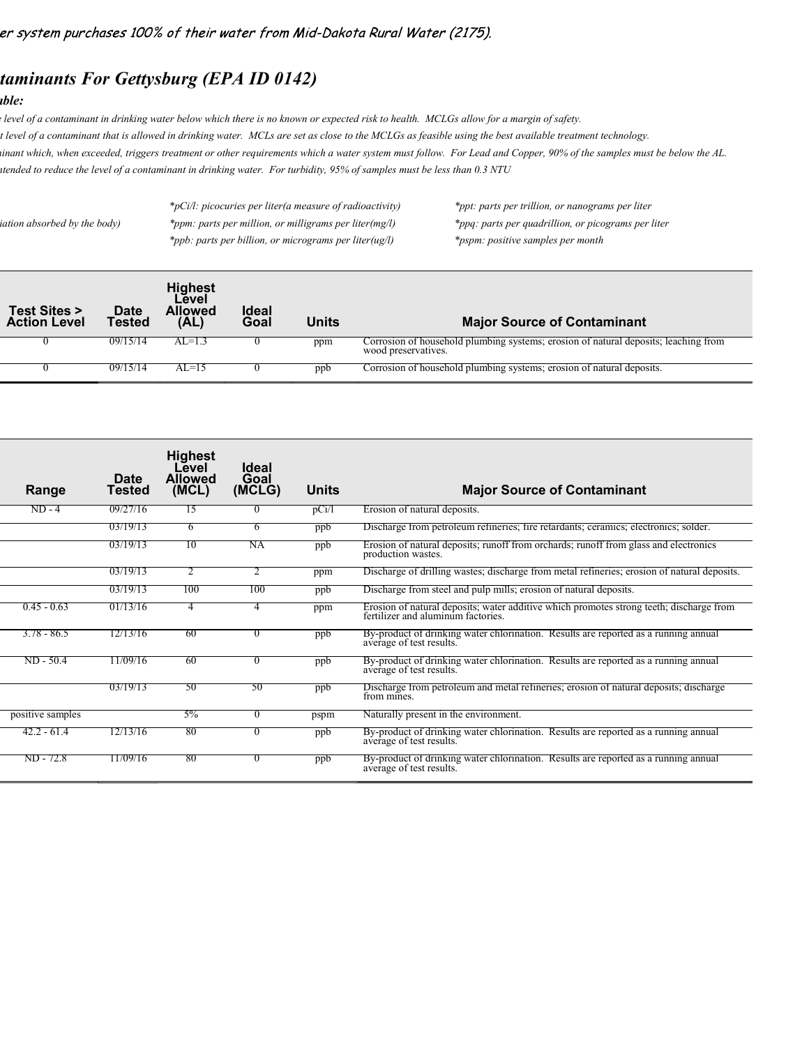*er system purchases 100% of their water from Mid-Dakota Rural Water (2175).*

## *taminants For Gettysburg (EPA ID 0142)*

***ble:***

*e level of a contaminant in drinking water below which there is no known or expected risk to health. MCLGs allow for a margin of safety.*

*t level of a contaminant that is allowed in drinking water. MCLs are set as close to the MCLGs as feasible using the best available treatment technology.*

*inant which, when exceeded, triggers treatment or other requirements which a water system must follow. For Lead and Copper, 90% of the samples must be below the AL.*

*tended to reduce the level of a contaminant in drinking water. For turbidity, 95% of samples must be less than 0.3 NTU*

*iation absorbed by the body)*

*\*pCi/l: picocuries per liter(a measure of radioactivity)*

*\*ppm: parts per million, or milligrams per liter(mg/l)*

*\*ppb: parts per billion, or micrograms per liter(ug/l)*

*\*ppt: parts per trillion, or nanograms per liter*

*\*ppq: parts per quadrillion, or picograms per liter*

*\*pspm: positive samples per month*

| Test Sites > Action Level | Date Tested | Highest Level Allowed (AL) | Ideal Goal | Units | Major Source of Contaminant |
|---|---|---|---|---|---|
| 0 | 09/15/14 | AL=1.3 | 0 | ppm | Corrosion of household plumbing systems; erosion of natural deposits; leaching from wood preservatives. |
| 0 | 09/15/14 | AL=15 | 0 | ppb | Corrosion of household plumbing systems; erosion of natural deposits. |

| Range | Date Tested | Highest Level Allowed (MCL) | Ideal Goal (MCLG) | Units | Major Source of Contaminant |
|---|---|---|---|---|---|
| ND - 4 | 09/27/16 | 15 | 0 | pCi/l | Erosion of natural deposits. |
| | 03/19/13 | 6 | 6 | ppb | Discharge from petroleum refineries; fire retardants; ceramics; electronics; solder. |
| | 03/19/13 | 10 | NA | ppb | Erosion of natural deposits; runoff from orchards; runoff from glass and electronics production wastes. |
| | 03/19/13 | 2 | 2 | ppm | Discharge of drilling wastes; discharge from metal refineries; erosion of natural deposits. |
| | 03/19/13 | 100 | 100 | ppb | Discharge from steel and pulp mills; erosion of natural deposits. |
| 0.45 - 0.63 | 01/13/16 | 4 | 4 | ppm | Erosion of natural deposits; water additive which promotes strong teeth; discharge from fertilizer and aluminum factories. |
| 3.78 - 86.5 | 12/13/16 | 60 | 0 | ppb | By-product of drinking water chlorination. Results are reported as a running annual average of test results. |
| ND - 50.4 | 11/09/16 | 60 | 0 | ppb | By-product of drinking water chlorination. Results are reported as a running annual average of test results. |
| | 03/19/13 | 50 | 50 | ppb | Discharge from petroleum and metal refineries; erosion of natural deposits; discharge from mines. |
| positive samples | | 5% | 0 | pspm | Naturally present in the environment. |
| 42.2 - 61.4 | 12/13/16 | 80 | 0 | ppb | By-product of drinking water chlorination. Results are reported as a running annual average of test results. |
| ND - 72.8 | 11/09/16 | 80 | 0 | ppb | By-product of drinking water chlorination. Results are reported as a running annual average of test results. |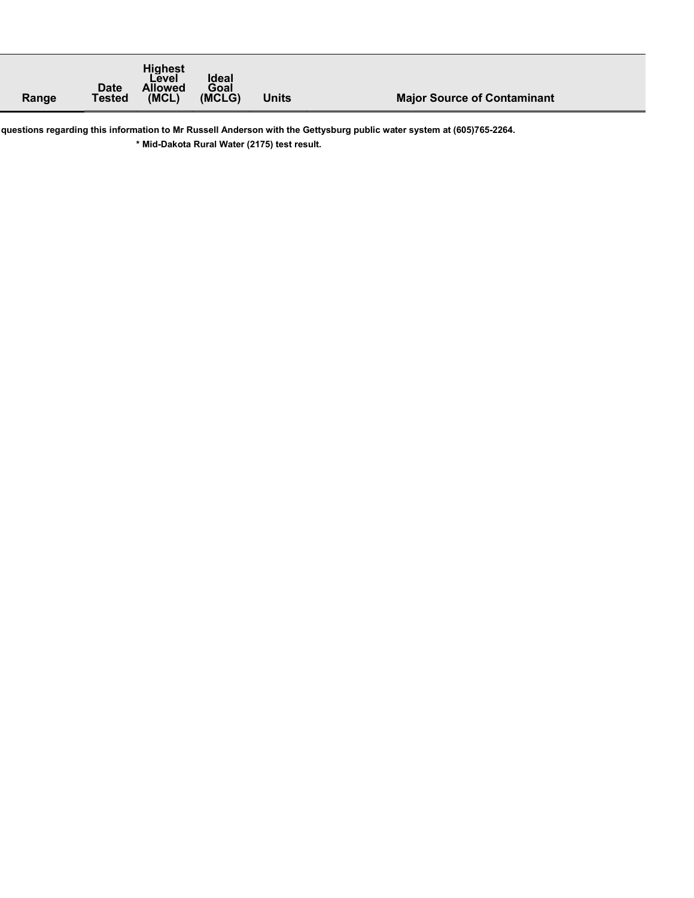| Range | Date Tested | Highest Level Allowed (MCL) | Ideal Goal (MCLG) | Units | Major Source of Contaminant |
|---|---|---|---|---|---|

questions regarding this information to Mr Russell Anderson with the Gettysburg public water system at (605)765-2264.

* Mid-Dakota Rural Water (2175) test result.